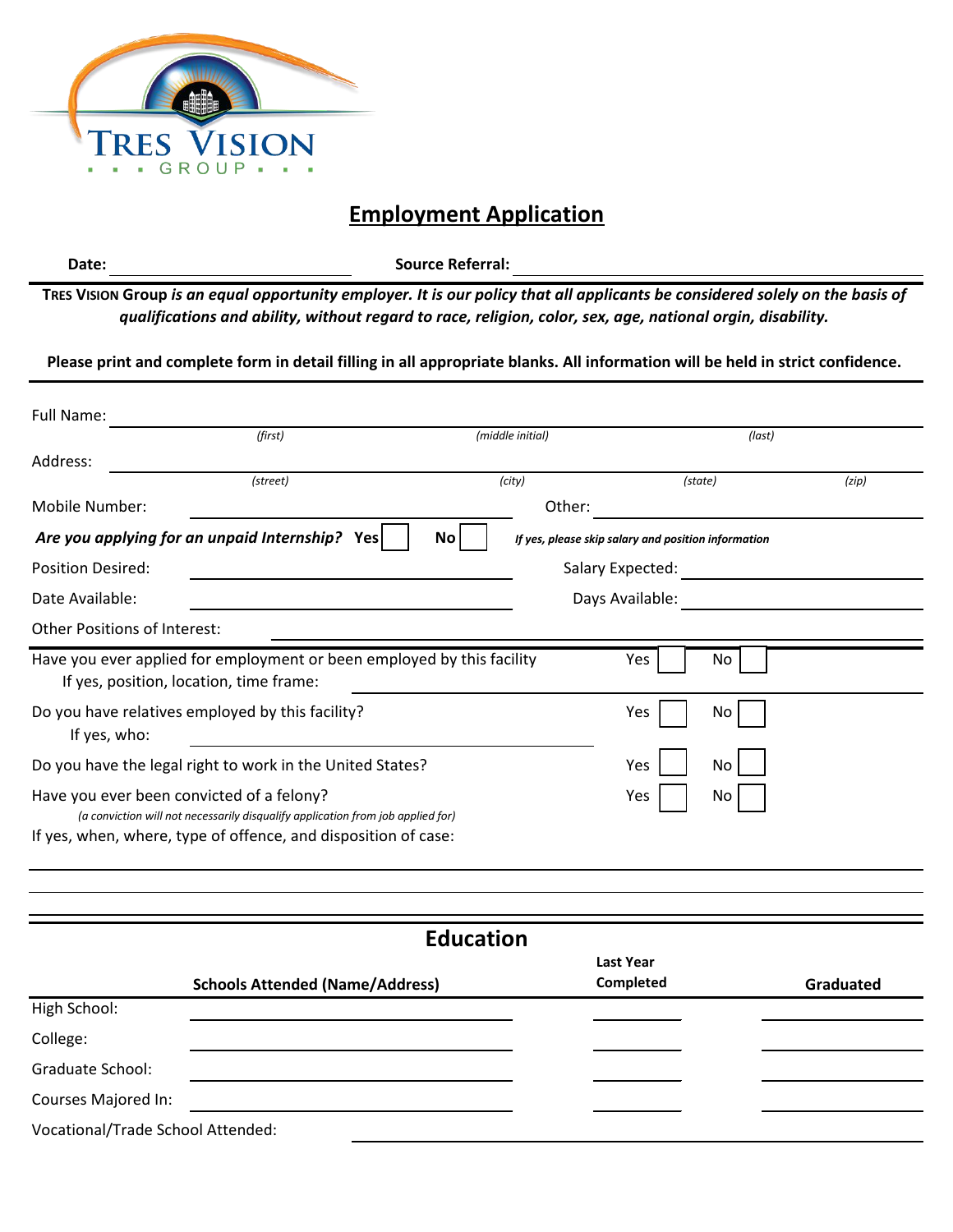TRES VISION

GROUP

# Employment Application

**Date:** ____________________ **Source Referral:** ____________________

**TRES VISION Group** ***is an equal opportunity employer. It is our policy that all applicants be considered solely on the basis of qualifications and ability, without regard to race, religion, color, sex, age, national orgin, disability.***

**Please print and complete form in detail filling in all appropriate blanks. All information will be held in strict confidence.**

Full Name: ______________________________________________
*(first)* *(middle initial)* *(last)*

Address: ______________________________________________
*(street)* *(city)* *(state)* *(zip)*

Mobile Number: ____________________ Other: ____________________

***Are you applying for an unpaid Internship?*** **Yes** ☐ **No** ☐ ***If yes, please skip salary and position information***

Position Desired: ____________________ Salary Expected: ____________________

Date Available: ____________________ Days Available: ____________________

Other Positions of Interest: ____________________

Have you ever applied for employment or been employed by this facility Yes ☐ No ☐
If yes, position, location, time frame: ____________________

Do you have relatives employed by this facility? Yes ☐ No ☐
If yes, who: ____________________

Do you have the legal right to work in the United States? Yes ☐ No ☐

Have you ever been convicted of a felony? Yes ☐ No ☐
*(a conviction will not necessarily disqualify application from job applied for)*
If yes, when, where, type of offence, and disposition of case:

______________________________________________

______________________________________________

______________________________________________

## Education

| | Schools Attended (Name/Address) | Last Year Completed | Graduated |
|---|---|---|---|
| High School: | | | |
| College: | | | |
| Graduate School: | | | |
| Courses Majored In: | | | |

Vocational/Trade School Attended: ____________________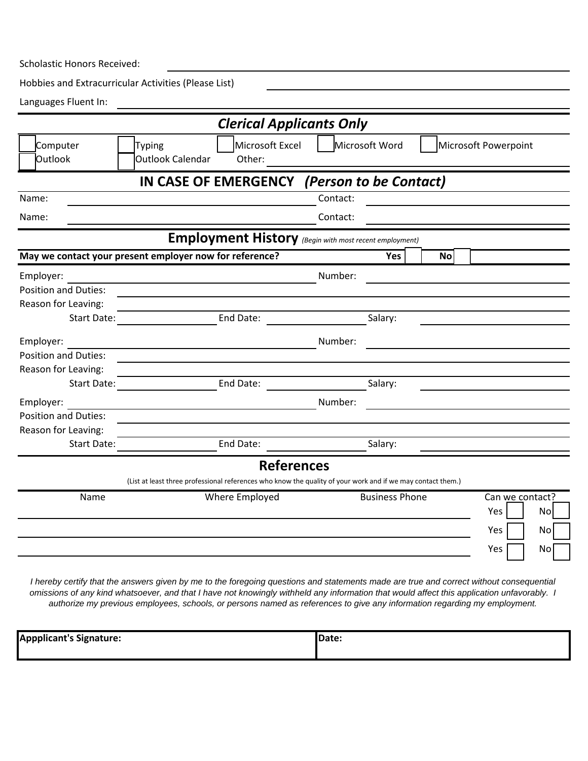Scholastic Honors Received:

Hobbies and Extracurricular Activities (Please List)

Languages Fluent In:

## *Clerical Applicants Only*

☐ Computer ☐ Typing ☐ Microsoft Excel ☐ Microsoft Word ☐ Microsoft Powerpoint

☐ Outlook ☐ Outlook Calendar Other:

## IN CASE OF EMERGENCY *(Person to be Contact)*

Name: Contact:

Name: Contact:

## Employment History *(Begin with most recent employment)*

**May we contact your present employer now for reference?** **Yes** ☐ **No** ☐

Employer: Number:

Position and Duties:

Reason for Leaving:

Start Date: End Date: Salary:

Employer: Number:

Position and Duties:

Reason for Leaving:

Start Date: End Date: Salary:

Employer: Number:

Position and Duties:

Reason for Leaving:

Start Date: End Date: Salary:

## References

(List at least three professional references who know the quality of your work and if we may contact them.)

| Name | Where Employed | Business Phone | Can we contact? |
|---|---|---|---|
| | | | Yes ☐ No ☐ |
| | | | Yes ☐ No ☐ |
| | | | Yes ☐ No ☐ |

*I hereby certify that the answers given by me to the foregoing questions and statements made are true and correct without consequential omissions of any kind whatsoever, and that I have not knowingly withheld any information that would affect this application unfavorably. I authorize my previous employees, schools, or persons named as references to give any information regarding my employment.*

| **Appplicant's Signature:** | **Date:** |
|---|---|